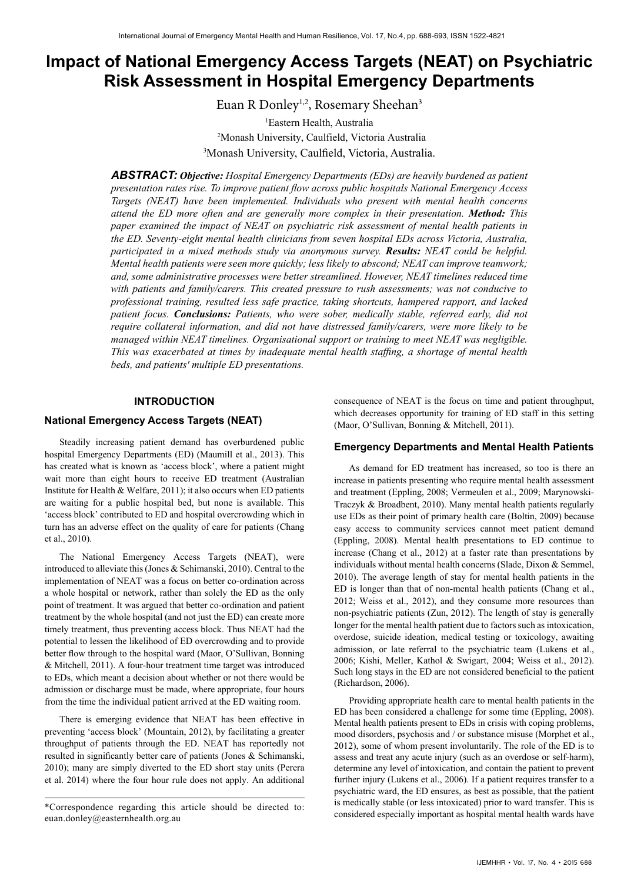# Impact of National Emergency Access Targets (NEAT) on Psychiatric Risk Assessment in Hospital Emergency Departments

Euan R Donley[1,2], Rosemary Sheehan[3]

[1]Eastern Health, Australia

[2]Monash University, Caulfield, Victoria Australia

[3]Monash University, Caulfield, Victoria, Australia.

***ABSTRACT:*** ***Objective:*** *Hospital Emergency Departments (EDs) are heavily burdened as patient presentation rates rise. To improve patient flow across public hospitals National Emergency Access Targets (NEAT) have been implemented. Individuals who present with mental health concerns attend the ED more often and are generally more complex in their presentation.* ***Method:*** *This paper examined the impact of NEAT on psychiatric risk assessment of mental health patients in the ED. Seventy-eight mental health clinicians from seven hospital EDs across Victoria, Australia, participated in a mixed methods study via anonymous survey.* ***Results:*** *NEAT could be helpful. Mental health patients were seen more quickly; less likely to abscond; NEAT can improve teamwork; and, some administrative processes were better streamlined. However, NEAT timelines reduced time with patients and family/carers. This created pressure to rush assessments; was not conducive to professional training, resulted less safe practice, taking shortcuts, hampered rapport, and lacked patient focus.* ***Conclusions:*** *Patients, who were sober, medically stable, referred early, did not require collateral information, and did not have distressed family/carers, were more likely to be managed within NEAT timelines. Organisational support or training to meet NEAT was negligible. This was exacerbated at times by inadequate mental health staffing, a shortage of mental health beds, and patients' multiple ED presentations.*

## INTRODUCTION

### National Emergency Access Targets (NEAT)

Steadily increasing patient demand has overburdened public hospital Emergency Departments (ED) (Maumill et al., 2013). This has created what is known as 'access block', where a patient might wait more than eight hours to receive ED treatment (Australian Institute for Health & Welfare, 2011); it also occurs when ED patients are waiting for a public hospital bed, but none is available. This 'access block' contributed to ED and hospital overcrowding which in turn has an adverse effect on the quality of care for patients (Chang et al., 2010).

The National Emergency Access Targets (NEAT), were introduced to alleviate this (Jones & Schimanski, 2010). Central to the implementation of NEAT was a focus on better co-ordination across a whole hospital or network, rather than solely the ED as the only point of treatment. It was argued that better co-ordination and patient treatment by the whole hospital (and not just the ED) can create more timely treatment, thus preventing access block. Thus NEAT had the potential to lessen the likelihood of ED overcrowding and to provide better flow through to the hospital ward (Maor, O'Sullivan, Bonning & Mitchell, 2011). A four-hour treatment time target was introduced to EDs, which meant a decision about whether or not there would be admission or discharge must be made, where appropriate, four hours from the time the individual patient arrived at the ED waiting room.

There is emerging evidence that NEAT has been effective in preventing 'access block' (Mountain, 2012), by facilitating a greater throughput of patients through the ED. NEAT has reportedly not resulted in significantly better care of patients (Jones & Schimanski, 2010); many are simply diverted to the ED short stay units (Perera et al. 2014) where the four hour rule does not apply. An additional consequence of NEAT is the focus on time and patient throughput, which decreases opportunity for training of ED staff in this setting (Maor, O'Sullivan, Bonning & Mitchell, 2011).

### Emergency Departments and Mental Health Patients

As demand for ED treatment has increased, so too is there an increase in patients presenting who require mental health assessment and treatment (Eppling, 2008; Vermeulen et al., 2009; Marynowski-Traczyk & Broadbent, 2010). Many mental health patients regularly use EDs as their point of primary health care (Boltin, 2009) because easy access to community services cannot meet patient demand (Eppling, 2008). Mental health presentations to ED continue to increase (Chang et al., 2012) at a faster rate than presentations by individuals without mental health concerns (Slade, Dixon & Semmel, 2010). The average length of stay for mental health patients in the ED is longer than that of non-mental health patients (Chang et al., 2012; Weiss et al., 2012), and they consume more resources than non-psychiatric patients (Zun, 2012). The length of stay is generally longer for the mental health patient due to factors such as intoxication, overdose, suicide ideation, medical testing or toxicology, awaiting admission, or late referral to the psychiatric team (Lukens et al., 2006; Kishi, Meller, Kathol & Swigart, 2004; Weiss et al., 2012). Such long stays in the ED are not considered beneficial to the patient (Richardson, 2006).

Providing appropriate health care to mental health patients in the ED has been considered a challenge for some time (Eppling, 2008). Mental health patients present to EDs in crisis with coping problems, mood disorders, psychosis and / or substance misuse (Morphet et al., 2012), some of whom present involuntarily. The role of the ED is to assess and treat any acute injury (such as an overdose or self-harm), determine any level of intoxication, and contain the patient to prevent further injury (Lukens et al., 2006). If a patient requires transfer to a psychiatric ward, the ED ensures, as best as possible, that the patient is medically stable (or less intoxicated) prior to ward transfer. This is considered especially important as hospital mental health wards have

*Correspondence regarding this article should be directed to: euan.donley@easternhealth.org.au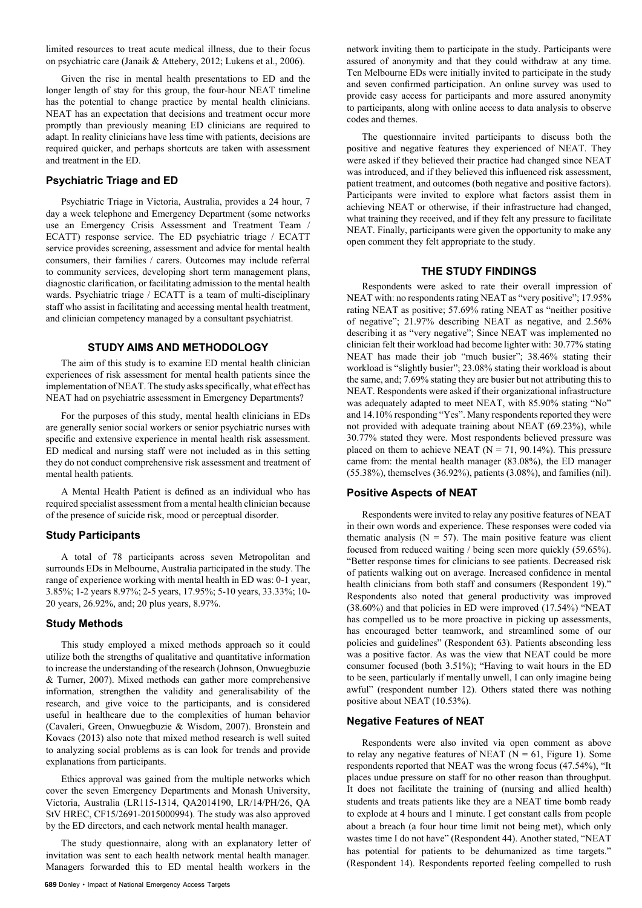limited resources to treat acute medical illness, due to their focus on psychiatric care (Janaik & Attebery, 2012; Lukens et al., 2006).

Given the rise in mental health presentations to ED and the longer length of stay for this group, the four-hour NEAT timeline has the potential to change practice by mental health clinicians. NEAT has an expectation that decisions and treatment occur more promptly than previously meaning ED clinicians are required to adapt. In reality clinicians have less time with patients, decisions are required quicker, and perhaps shortcuts are taken with assessment and treatment in the ED.

### Psychiatric Triage and ED

Psychiatric Triage in Victoria, Australia, provides a 24 hour, 7 day a week telephone and Emergency Department (some networks use an Emergency Crisis Assessment and Treatment Team / ECATT) response service. The ED psychiatric triage / ECATT service provides screening, assessment and advice for mental health consumers, their families / carers. Outcomes may include referral to community services, developing short term management plans, diagnostic clarification, or facilitating admission to the mental health wards. Psychiatric triage / ECATT is a team of multi-disciplinary staff who assist in facilitating and accessing mental health treatment, and clinician competency managed by a consultant psychiatrist.

## STUDY AIMS AND METHODOLOGY

The aim of this study is to examine ED mental health clinician experiences of risk assessment for mental health patients since the implementation of NEAT. The study asks specifically, what effect has NEAT had on psychiatric assessment in Emergency Departments?

For the purposes of this study, mental health clinicians in EDs are generally senior social workers or senior psychiatric nurses with specific and extensive experience in mental health risk assessment. ED medical and nursing staff were not included as in this setting they do not conduct comprehensive risk assessment and treatment of mental health patients.

A Mental Health Patient is defined as an individual who has required specialist assessment from a mental health clinician because of the presence of suicide risk, mood or perceptual disorder.

### Study Participants

A total of 78 participants across seven Metropolitan and surrounds EDs in Melbourne, Australia participated in the study. The range of experience working with mental health in ED was: 0-1 year, 3.85%; 1-2 years 8.97%; 2-5 years, 17.95%; 5-10 years, 33.33%; 10-20 years, 26.92%, and; 20 plus years, 8.97%.

### Study Methods

This study employed a mixed methods approach so it could utilize both the strengths of qualitative and quantitative information to increase the understanding of the research (Johnson, Onwuegbuzie & Turner, 2007). Mixed methods can gather more comprehensive information, strengthen the validity and generalisability of the research, and give voice to the participants, and is considered useful in healthcare due to the complexities of human behavior (Cavaleri, Green, Onwuegbuzie & Wisdom, 2007). Bronstein and Kovacs (2013) also note that mixed method research is well suited to analyzing social problems as is can look for trends and provide explanations from participants.

Ethics approval was gained from the multiple networks which cover the seven Emergency Departments and Monash University, Victoria, Australia (LR115-1314, QA2014190, LR/14/PH/26, QA StV HREC, CF15/2691-2015000994). The study was also approved by the ED directors, and each network mental health manager.

The study questionnaire, along with an explanatory letter of invitation was sent to each health network mental health manager. Managers forwarded this to ED mental health workers in the network inviting them to participate in the study. Participants were assured of anonymity and that they could withdraw at any time. Ten Melbourne EDs were initially invited to participate in the study and seven confirmed participation. An online survey was used to provide easy access for participants and more assured anonymity to participants, along with online access to data analysis to observe codes and themes.

The questionnaire invited participants to discuss both the positive and negative features they experienced of NEAT. They were asked if they believed their practice had changed since NEAT was introduced, and if they believed this influenced risk assessment, patient treatment, and outcomes (both negative and positive factors). Participants were invited to explore what factors assist them in achieving NEAT or otherwise, if their infrastructure had changed, what training they received, and if they felt any pressure to facilitate NEAT. Finally, participants were given the opportunity to make any open comment they felt appropriate to the study.

## THE STUDY FINDINGS

Respondents were asked to rate their overall impression of NEAT with: no respondents rating NEAT as "very positive"; 17.95% rating NEAT as positive; 57.69% rating NEAT as "neither positive of negative"; 21.97% describing NEAT as negative, and 2.56% describing it as "very negative"; Since NEAT was implemented no clinician felt their workload had become lighter with: 30.77% stating NEAT has made their job "much busier"; 38.46% stating their workload is "slightly busier"; 23.08% stating their workload is about the same, and; 7.69% stating they are busier but not attributing this to NEAT. Respondents were asked if their organizational infrastructure was adequately adapted to meet NEAT, with 85.90% stating "No" and 14.10% responding "Yes". Many respondents reported they were not provided with adequate training about NEAT (69.23%), while 30.77% stated they were. Most respondents believed pressure was placed on them to achieve NEAT (N = 71, 90.14%). This pressure came from: the mental health manager (83.08%), the ED manager (55.38%), themselves (36.92%), patients (3.08%), and families (nil).

### Positive Aspects of NEAT

Respondents were invited to relay any positive features of NEAT in their own words and experience. These responses were coded via thematic analysis (N = 57). The main positive feature was client focused from reduced waiting / being seen more quickly (59.65%). "Better response times for clinicians to see patients. Decreased risk of patients walking out on average. Increased confidence in mental health clinicians from both staff and consumers (Respondent 19)." Respondents also noted that general productivity was improved (38.60%) and that policies in ED were improved (17.54%) "NEAT has compelled us to be more proactive in picking up assessments, has encouraged better teamwork, and streamlined some of our policies and guidelines" (Respondent 63). Patients absconding less was a positive factor. As was the view that NEAT could be more consumer focused (both 3.51%); "Having to wait hours in the ED to be seen, particularly if mentally unwell, I can only imagine being awful" (respondent number 12). Others stated there was nothing positive about NEAT (10.53%).

### Negative Features of NEAT

Respondents were also invited via open comment as above to relay any negative features of NEAT (N = 61, Figure 1). Some respondents reported that NEAT was the wrong focus (47.54%), "It places undue pressure on staff for no other reason than throughput. It does not facilitate the training of (nursing and allied health) students and treats patients like they are a NEAT time bomb ready to explode at 4 hours and 1 minute. I get constant calls from people about a breach (a four hour time limit not being met), which only wastes time I do not have" (Respondent 44). Another stated, "NEAT has potential for patients to be dehumanized as time targets." (Respondent 14). Respondents reported feeling compelled to rush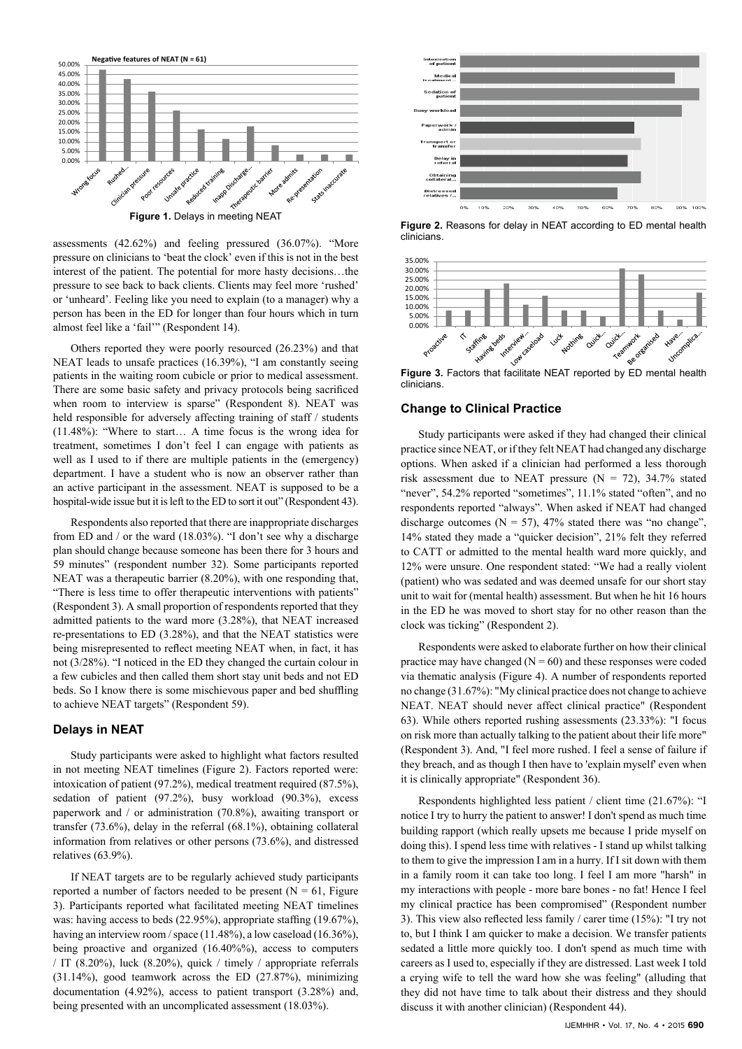**Figure 1.** Delays in meeting NEAT

assessments (42.62%) and feeling pressured (36.07%). "More pressure on clinicians to 'beat the clock' even if this is not in the best interest of the patient. The potential for more hasty decisions…the pressure to see back to back clients. Clients may feel more 'rushed' or 'unheard'. Feeling like you need to explain (to a manager) why a person has been in the ED for longer than four hours which in turn almost feel like a 'fail'" (Respondent 14).

Others reported they were poorly resourced (26.23%) and that NEAT leads to unsafe practices (16.39%), "I am constantly seeing patients in the waiting room cubicle or prior to medical assessment. There are some basic safety and privacy protocols being sacrificed when room to interview is sparse" (Respondent 8). NEAT was held responsible for adversely affecting training of staff / students (11.48%): "Where to start… A time focus is the wrong idea for treatment, sometimes I don't feel I can engage with patients as well as I used to if there are multiple patients in the (emergency) department. I have a student who is now an observer rather than an active participant in the assessment. NEAT is supposed to be a hospital-wide issue but it is left to the ED to sort it out" (Respondent 43).

Respondents also reported that there are inappropriate discharges from ED and / or the ward (18.03%). "I don't see why a discharge plan should change because someone has been there for 3 hours and 59 minutes" (respondent number 32). Some participants reported NEAT was a therapeutic barrier (8.20%), with one responding that, "There is less time to offer therapeutic interventions with patients" (Respondent 3). A small proportion of respondents reported that they admitted patients to the ward more (3.28%), that NEAT increased re-presentations to ED (3.28%), and that the NEAT statistics were being misrepresented to reflect meeting NEAT when, in fact, it has not (3/28%). "I noticed in the ED they changed the curtain colour in a few cubicles and then called them short stay unit beds and not ED beds. So I know there is some mischievous paper and bed shuffling to achieve NEAT targets" (Respondent 59).

## Delays in NEAT

Study participants were asked to highlight what factors resulted in not meeting NEAT timelines (Figure 2). Factors reported were: intoxication of patient (97.2%), medical treatment required (87.5%), sedation of patient (97.2%), busy workload (90.3%), excess paperwork and / or administration (70.8%), awaiting transport or transfer (73.6%), delay in the referral (68.1%), obtaining collateral information from relatives or other persons (73.6%), and distressed relatives (63.9%).

If NEAT targets are to be regularly achieved study participants reported a number of factors needed to be present (N = 61, Figure 3). Participants reported what facilitated meeting NEAT timelines was: having access to beds (22.95%), appropriate staffing (19.67%), having an interview room / space (11.48%), a low caseload (16.36%), being proactive and organized (16.40%%), access to computers / IT (8.20%), luck (8.20%), quick / timely / appropriate referrals (31.14%), good teamwork across the ED (27.87%), minimizing documentation (4.92%), access to patient transport (3.28%) and, being presented with an uncomplicated assessment (18.03%).

**Figure 2.** Reasons for delay in NEAT according to ED mental health clinicians.

**Figure 3.** Factors that facilitate NEAT reported by ED mental health clinicians.

## Change to Clinical Practice

Study participants were asked if they had changed their clinical practice since NEAT, or if they felt NEAT had changed any discharge options. When asked if a clinician had performed a less thorough risk assessment due to NEAT pressure (N = 72), 34.7% stated "never", 54.2% reported "sometimes", 11.1% stated "often", and no respondents reported "always". When asked if NEAT had changed discharge outcomes (N = 57), 47% stated there was "no change", 14% stated they made a "quicker decision", 21% felt they referred to CATT or admitted to the mental health ward more quickly, and 12% were unsure. One respondent stated: "We had a really violent (patient) who was sedated and was deemed unsafe for our short stay unit to wait for (mental health) assessment. But when he hit 16 hours in the ED he was moved to short stay for no other reason than the clock was ticking" (Respondent 2).

Respondents were asked to elaborate further on how their clinical practice may have changed (N = 60) and these responses were coded via thematic analysis (Figure 4). A number of respondents reported no change (31.67%): "My clinical practice does not change to achieve NEAT. NEAT should never affect clinical practice" (Respondent 63). While others reported rushing assessments (23.33%): "I focus on risk more than actually talking to the patient about their life more" (Respondent 3). And, "I feel more rushed. I feel a sense of failure if they breach, and as though I then have to 'explain myself' even when it is clinically appropriate" (Respondent 36).

Respondents highlighted less patient / client time (21.67%): "I notice I try to hurry the patient to answer! I don't spend as much time building rapport (which really upsets me because I pride myself on doing this). I spend less time with relatives - I stand up whilst talking to them to give the impression I am in a hurry. If I sit down with them in a family room it can take too long. I feel I am more "harsh" in my interactions with people - more bare bones - no fat! Hence I feel my clinical practice has been compromised" (Respondent number 3). This view also reflected less family / carer time (15%): "I try not to, but I think I am quicker to make a decision. We transfer patients sedated a little more quickly too. I don't spend as much time with careers as I used to, especially if they are distressed. Last week I told a crying wife to tell the ward how she was feeling" (alluding that they did not have time to talk about their distress and they should discuss it with another clinician) (Respondent 44).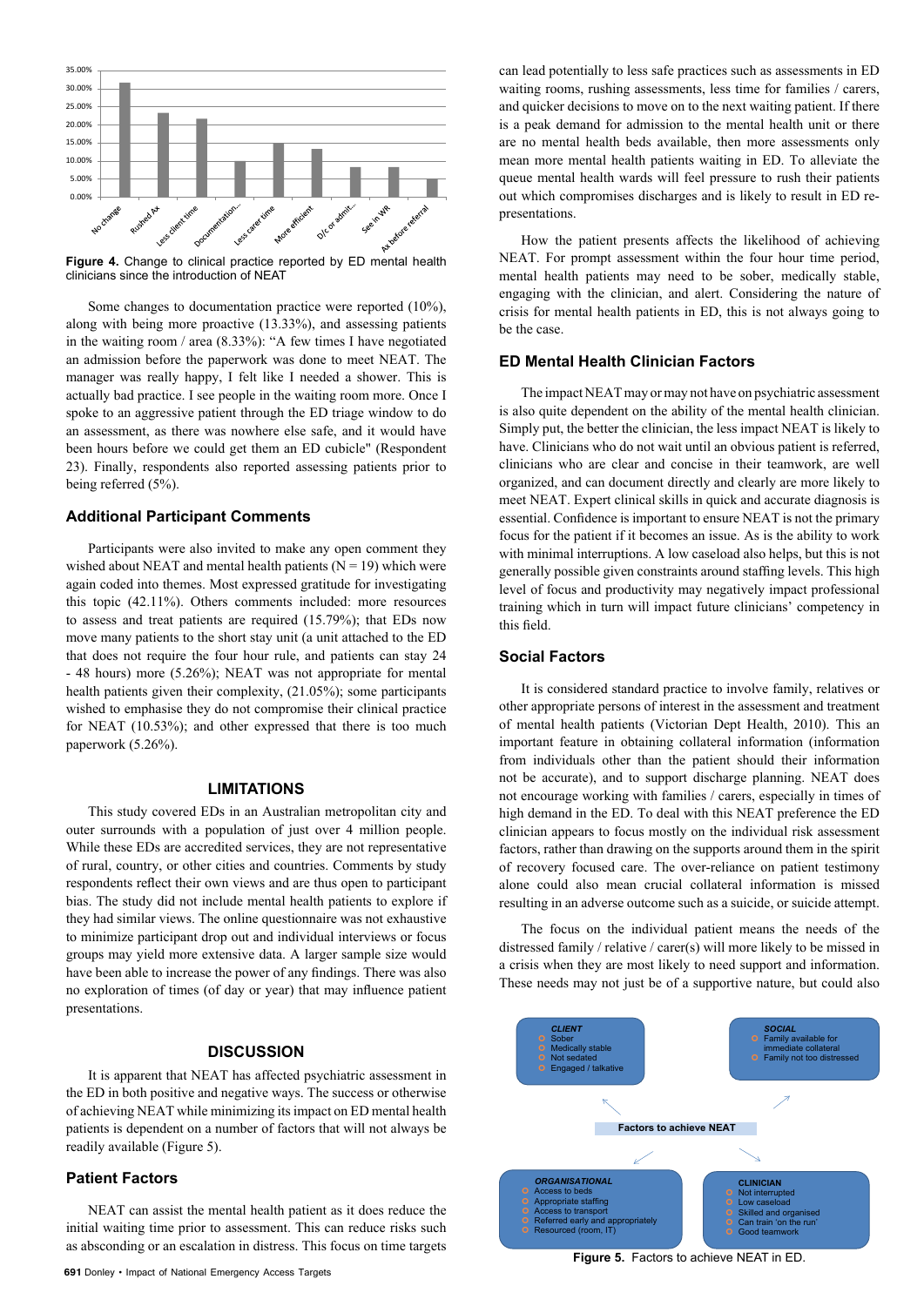Figure 4. Change to clinical practice reported by ED mental health clinicians since the introduction of NEAT

Some changes to documentation practice were reported (10%), along with being more proactive (13.33%), and assessing patients in the waiting room / area (8.33%): "A few times I have negotiated an admission before the paperwork was done to meet NEAT. The manager was really happy, I felt like I needed a shower. This is actually bad practice. I see people in the waiting room more. Once I spoke to an aggressive patient through the ED triage window to do an assessment, as there was nowhere else safe, and it would have been hours before we could get them an ED cubicle" (Respondent 23). Finally, respondents also reported assessing patients prior to being referred (5%).

## Additional Participant Comments

Participants were also invited to make any open comment they wished about NEAT and mental health patients (N = 19) which were again coded into themes. Most expressed gratitude for investigating this topic (42.11%). Others comments included: more resources to assess and treat patients are required (15.79%); that EDs now move many patients to the short stay unit (a unit attached to the ED that does not require the four hour rule, and patients can stay 24 - 48 hours) more (5.26%); NEAT was not appropriate for mental health patients given their complexity, (21.05%); some participants wished to emphasise they do not compromise their clinical practice for NEAT (10.53%); and other expressed that there is too much paperwork (5.26%).

# LIMITATIONS

This study covered EDs in an Australian metropolitan city and outer surrounds with a population of just over 4 million people. While these EDs are accredited services, they are not representative of rural, country, or other cities and countries. Comments by study respondents reflect their own views and are thus open to participant bias. The study did not include mental health patients to explore if they had similar views. The online questionnaire was not exhaustive to minimize participant drop out and individual interviews or focus groups may yield more extensive data. A larger sample size would have been able to increase the power of any findings. There was also no exploration of times (of day or year) that may influence patient presentations.

# DISCUSSION

It is apparent that NEAT has affected psychiatric assessment in the ED in both positive and negative ways. The success or otherwise of achieving NEAT while minimizing its impact on ED mental health patients is dependent on a number of factors that will not always be readily available (Figure 5).

## Patient Factors

NEAT can assist the mental health patient as it does reduce the initial waiting time prior to assessment. This can reduce risks such as absconding or an escalation in distress. This focus on time targets can lead potentially to less safe practices such as assessments in ED waiting rooms, rushing assessments, less time for families / carers, and quicker decisions to move on to the next waiting patient. If there is a peak demand for admission to the mental health unit or there are no mental health beds available, then more assessments only mean more mental health patients waiting in ED. To alleviate the queue mental health wards will feel pressure to rush their patients out which compromises discharges and is likely to result in ED re-presentations.

How the patient presents affects the likelihood of achieving NEAT. For prompt assessment within the four hour time period, mental health patients may need to be sober, medically stable, engaging with the clinician, and alert. Considering the nature of crisis for mental health patients in ED, this is not always going to be the case.

## ED Mental Health Clinician Factors

The impact NEAT may or may not have on psychiatric assessment is also quite dependent on the ability of the mental health clinician. Simply put, the better the clinician, the less impact NEAT is likely to have. Clinicians who do not wait until an obvious patient is referred, clinicians who are clear and concise in their teamwork, are well organized, and can document directly and clearly are more likely to meet NEAT. Expert clinical skills in quick and accurate diagnosis is essential. Confidence is important to ensure NEAT is not the primary focus for the patient if it becomes an issue. As is the ability to work with minimal interruptions. A low caseload also helps, but this is not generally possible given constraints around staffing levels. This high level of focus and productivity may negatively impact professional training which in turn will impact future clinicians' competency in this field.

## Social Factors

It is considered standard practice to involve family, relatives or other appropriate persons of interest in the assessment and treatment of mental health patients (Victorian Dept Health, 2010). This an important feature in obtaining collateral information (information from individuals other than the patient should their information not be accurate), and to support discharge planning. NEAT does not encourage working with families / carers, especially in times of high demand in the ED. To deal with this NEAT preference the ED clinician appears to focus mostly on the individual risk assessment factors, rather than drawing on the supports around them in the spirit of recovery focused care. The over-reliance on patient testimony alone could also mean crucial collateral information is missed resulting in an adverse outcome such as a suicide, or suicide attempt.

The focus on the individual patient means the needs of the distressed family / relative / carer(s) will more likely to be missed in a crisis when they are most likely to need support and information. These needs may not just be of a supportive nature, but could also

Figure 5. Factors to achieve NEAT in ED.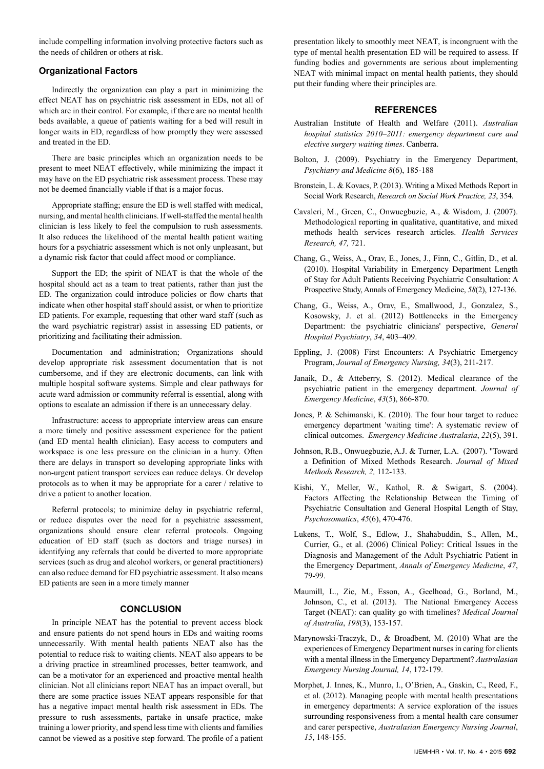include compelling information involving protective factors such as the needs of children or others at risk.

### Organizational Factors

Indirectly the organization can play a part in minimizing the effect NEAT has on psychiatric risk assessment in EDs, not all of which are in their control. For example, if there are no mental health beds available, a queue of patients waiting for a bed will result in longer waits in ED, regardless of how promptly they were assessed and treated in the ED.

There are basic principles which an organization needs to be present to meet NEAT effectively, while minimizing the impact it may have on the ED psychiatric risk assessment process. These may not be deemed financially viable if that is a major focus.

Appropriate staffing; ensure the ED is well staffed with medical, nursing, and mental health clinicians. If well-staffed the mental health clinician is less likely to feel the compulsion to rush assessments. It also reduces the likelihood of the mental health patient waiting hours for a psychiatric assessment which is not only unpleasant, but a dynamic risk factor that could affect mood or compliance.

Support the ED; the spirit of NEAT is that the whole of the hospital should act as a team to treat patients, rather than just the ED. The organization could introduce policies or flow charts that indicate when other hospital staff should assist, or when to prioritize ED patients. For example, requesting that other ward staff (such as the ward psychiatric registrar) assist in assessing ED patients, or prioritizing and facilitating their admission.

Documentation and administration; Organizations should develop appropriate risk assessment documentation that is not cumbersome, and if they are electronic documents, can link with multiple hospital software systems. Simple and clear pathways for acute ward admission or community referral is essential, along with options to escalate an admission if there is an unnecessary delay.

Infrastructure: access to appropriate interview areas can ensure a more timely and positive assessment experience for the patient (and ED mental health clinician). Easy access to computers and workspace is one less pressure on the clinician in a hurry. Often there are delays in transport so developing appropriate links with non-urgent patient transport services can reduce delays. Or develop protocols as to when it may be appropriate for a carer / relative to drive a patient to another location.

Referral protocols; to minimize delay in psychiatric referral, or reduce disputes over the need for a psychiatric assessment, organizations should ensure clear referral protocols. Ongoing education of ED staff (such as doctors and triage nurses) in identifying any referrals that could be diverted to more appropriate services (such as drug and alcohol workers, or general practitioners) can also reduce demand for ED psychiatric assessment. It also means ED patients are seen in a more timely manner

## CONCLUSION

In principle NEAT has the potential to prevent access block and ensure patients do not spend hours in EDs and waiting rooms unnecessarily. With mental health patients NEAT also has the potential to reduce risk to waiting clients. NEAT also appears to be a driving practice in streamlined processes, better teamwork, and can be a motivator for an experienced and proactive mental health clinician. Not all clinicians report NEAT has an impact overall, but there are some practice issues NEAT appears responsible for that has a negative impact mental health risk assessment in EDs. The pressure to rush assessments, partake in unsafe practice, make training a lower priority, and spend less time with clients and families cannot be viewed as a positive step forward. The profile of a patient presentation likely to smoothly meet NEAT, is incongruent with the type of mental health presentation ED will be required to assess. If funding bodies and governments are serious about implementing NEAT with minimal impact on mental health patients, they should put their funding where their principles are.

## REFERENCES

Australian Institute of Health and Welfare (2011). *Australian hospital statistics 2010–2011: emergency department care and elective surgery waiting times*. Canberra.

Bolton, J. (2009). Psychiatry in the Emergency Department, *Psychiatry and Medicine 8*(6), 185-188

Bronstein, L. & Kovacs, P. (2013). Writing a Mixed Methods Report in Social Work Research, *Research on Social Work Practice, 23*, 354.

Cavaleri, M., Green, C., Onwuegbuzie, A., & Wisdom, J. (2007). Methodological reporting in qualitative, quantitative, and mixed methods health services research articles. *Health Services Research, 47,* 721.

Chang, G., Weiss, A., Orav, E., Jones, J., Finn, C., Gitlin, D., et al. (2010). Hospital Variability in Emergency Department Length of Stay for Adult Patients Receiving Psychiatric Consultation: A Prospective Study, Annals of Emergency Medicine, *58*(2), 127-136.

Chang, G., Weiss, A., Orav, E., Smallwood, J., Gonzalez, S., Kosowsky, J. et al. (2012) Bottlenecks in the Emergency Department: the psychiatric clinicians' perspective, *General Hospital Psychiatry*, *34*, 403–409.

Eppling, J. (2008) First Encounters: A Psychiatric Emergency Program, *Journal of Emergency Nursing, 34*(3), 211-217.

Janaik, D., & Atteberry, S. (2012). Medical clearance of the psychiatric patient in the emergency department. *Journal of Emergency Medicine*, *43*(5), 866-870.

Jones, P. & Schimanski, K. (2010). The four hour target to reduce emergency department 'waiting time': A systematic review of clinical outcomes. *Emergency Medicine Australasia*, *22*(5), 391.

Johnson, R.B., Onwuegbuzie, A.J. & Turner, L.A. (2007). "Toward a Definition of Mixed Methods Research. *Journal of Mixed Methods Research, 2,* 112-133.

Kishi, Y., Meller, W., Kathol, R. & Swigart, S. (2004). Factors Affecting the Relationship Between the Timing of Psychiatric Consultation and General Hospital Length of Stay, *Psychosomatics*, *45*(6), 470-476.

Lukens, T., Wolf, S., Edlow, J., Shahabuddin, S., Allen, M., Currier, G., et al. (2006) Clinical Policy: Critical Issues in the Diagnosis and Management of the Adult Psychiatric Patient in the Emergency Department, *Annals of Emergency Medicine*, *47*, 79-99.

Maumill, L., Zic, M., Esson, A., Geelhoad, G., Borland, M., Johnson, C., et al. (2013). The National Emergency Access Target (NEAT): can quality go with timelines? *Medical Journal of Australia*, *198*(3), 153-157.

Marynowski-Traczyk, D., & Broadbent, M. (2010) What are the experiences of Emergency Department nurses in caring for clients with a mental illness in the Emergency Department? *Australasian Emergency Nursing Journal, 14*, 172-179.

Morphet, J. Innes, K., Munro, I., O'Brien, A., Gaskin, C., Reed, F., et al. (2012). Managing people with mental health presentations in emergency departments: A service exploration of the issues surrounding responsiveness from a mental health care consumer and carer perspective, *Australasian Emergency Nursing Journal*, *15*, 148-155.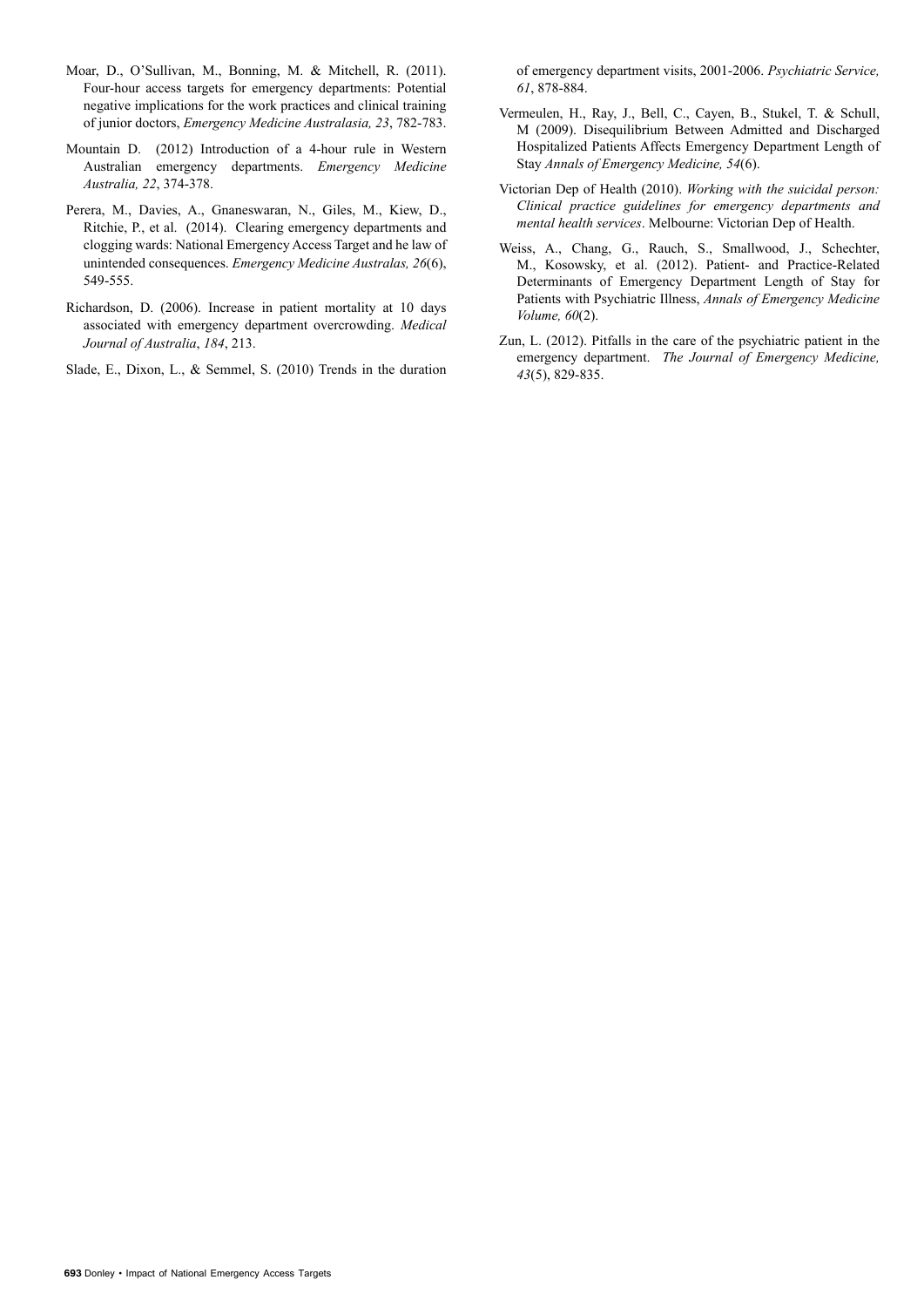Moar, D., O'Sullivan, M., Bonning, M. & Mitchell, R. (2011). Four-hour access targets for emergency departments: Potential negative implications for the work practices and clinical training of junior doctors, *Emergency Medicine Australasia, 23*, 782-783.

Mountain D. (2012) Introduction of a 4-hour rule in Western Australian emergency departments. *Emergency Medicine Australia, 22*, 374-378.

Perera, M., Davies, A., Gnaneswaran, N., Giles, M., Kiew, D., Ritchie, P., et al. (2014). Clearing emergency departments and clogging wards: National Emergency Access Target and he law of unintended consequences. *Emergency Medicine Australas, 26*(6), 549-555.

Richardson, D. (2006). Increase in patient mortality at 10 days associated with emergency department overcrowding. *Medical Journal of Australia*, *184*, 213.

Slade, E., Dixon, L., & Semmel, S. (2010) Trends in the duration of emergency department visits, 2001-2006. *Psychiatric Service, 61*, 878-884.

Vermeulen, H., Ray, J., Bell, C., Cayen, B., Stukel, T. & Schull, M (2009). Disequilibrium Between Admitted and Discharged Hospitalized Patients Affects Emergency Department Length of Stay *Annals of Emergency Medicine, 54*(6).

Victorian Dep of Health (2010). *Working with the suicidal person: Clinical practice guidelines for emergency departments and mental health services*. Melbourne: Victorian Dep of Health.

Weiss, A., Chang, G., Rauch, S., Smallwood, J., Schechter, M., Kosowsky, et al. (2012). Patient- and Practice-Related Determinants of Emergency Department Length of Stay for Patients with Psychiatric Illness, *Annals of Emergency Medicine Volume, 60*(2).

Zun, L. (2012). Pitfalls in the care of the psychiatric patient in the emergency department. *The Journal of Emergency Medicine, 43*(5), 829-835.